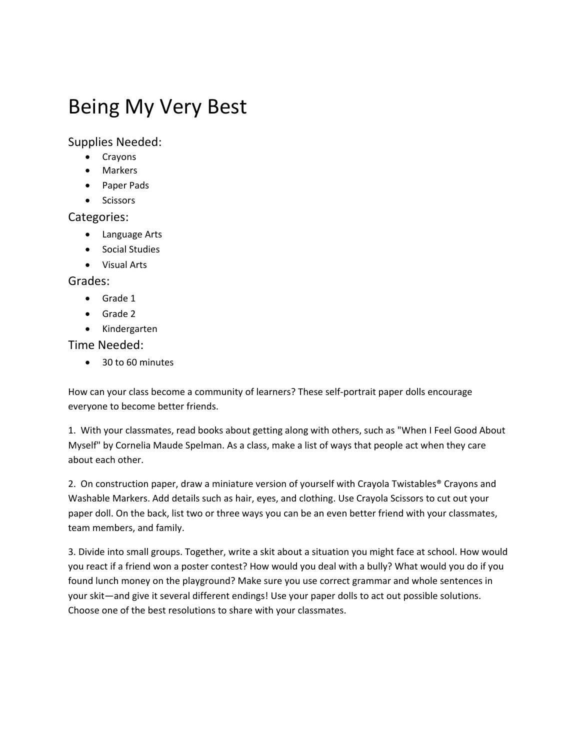# Being My Very Best

## Supplies Needed:

- Crayons
- Markers
- Paper Pads
- Scissors

## Categories:

- Language Arts
- Social Studies
- Visual Arts

## Grades:

- Grade 1
- Grade 2
- Kindergarten

## Time Needed:

- 30 to 60 minutes

How can your class become a community of learners? These self-portrait paper dolls encourage everyone to become better friends.

1. With your classmates, read books about getting along with others, such as "When I Feel Good About Myself" by Cornelia Maude Spelman. As a class, make a list of ways that people act when they care about each other.

2. On construction paper, draw a miniature version of yourself with Crayola Twistables® Crayons and Washable Markers. Add details such as hair, eyes, and clothing. Use Crayola Scissors to cut out your paper doll. On the back, list two or three ways you can be an even better friend with your classmates, team members, and family.

3. Divide into small groups. Together, write a skit about a situation you might face at school. How would you react if a friend won a poster contest? How would you deal with a bully? What would you do if you found lunch money on the playground? Make sure you use correct grammar and whole sentences in your skit—and give it several different endings! Use your paper dolls to act out possible solutions. Choose one of the best resolutions to share with your classmates.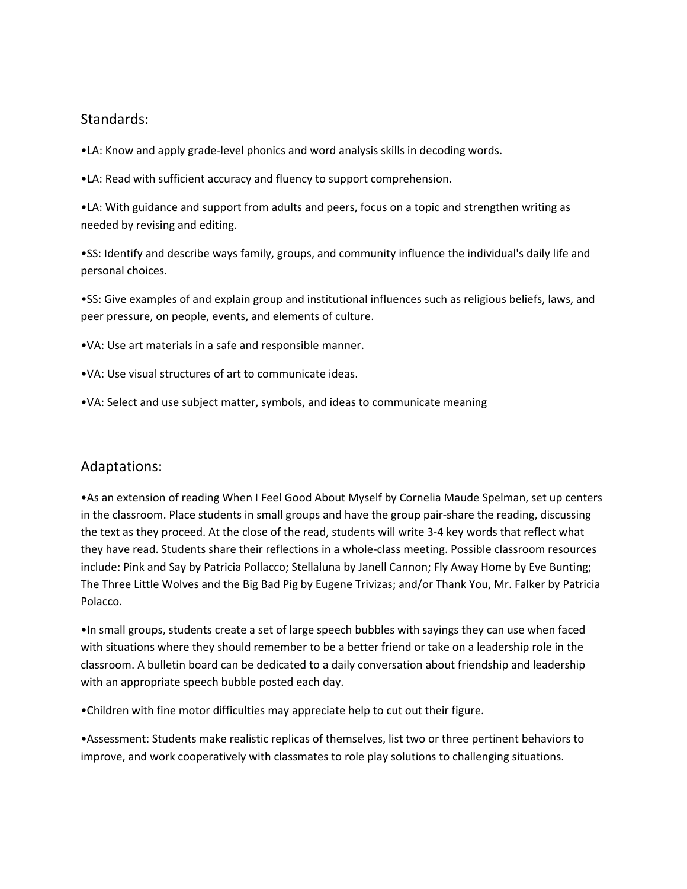## Standards:

•LA: Know and apply grade-level phonics and word analysis skills in decoding words.

•LA: Read with sufficient accuracy and fluency to support comprehension.

•LA: With guidance and support from adults and peers, focus on a topic and strengthen writing as needed by revising and editing.

•SS: Identify and describe ways family, groups, and community influence the individual's daily life and personal choices.

•SS: Give examples of and explain group and institutional influences such as religious beliefs, laws, and peer pressure, on people, events, and elements of culture.

•VA: Use art materials in a safe and responsible manner.

•VA: Use visual structures of art to communicate ideas.

•VA: Select and use subject matter, symbols, and ideas to communicate meaning

## Adaptations:

•As an extension of reading When I Feel Good About Myself by Cornelia Maude Spelman, set up centers in the classroom. Place students in small groups and have the group pair-share the reading, discussing the text as they proceed. At the close of the read, students will write 3-4 key words that reflect what they have read. Students share their reflections in a whole-class meeting. Possible classroom resources include: Pink and Say by Patricia Pollacco; Stellaluna by Janell Cannon; Fly Away Home by Eve Bunting; The Three Little Wolves and the Big Bad Pig by Eugene Trivizas; and/or Thank You, Mr. Falker by Patricia Polacco.

•In small groups, students create a set of large speech bubbles with sayings they can use when faced with situations where they should remember to be a better friend or take on a leadership role in the classroom. A bulletin board can be dedicated to a daily conversation about friendship and leadership with an appropriate speech bubble posted each day.

•Children with fine motor difficulties may appreciate help to cut out their figure.

•Assessment: Students make realistic replicas of themselves, list two or three pertinent behaviors to improve, and work cooperatively with classmates to role play solutions to challenging situations.